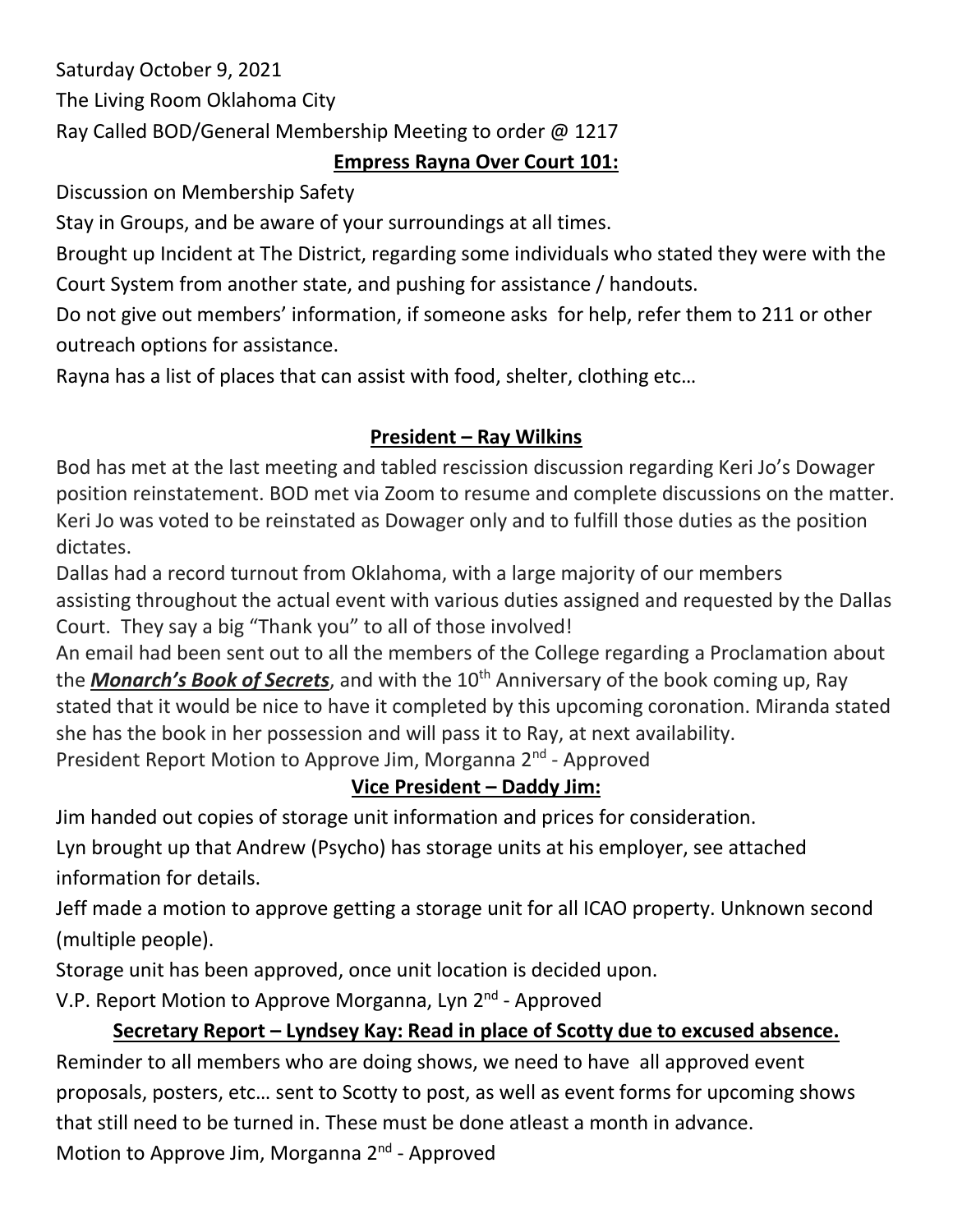Saturday October 9, 2021

The Living Room Oklahoma City

Ray Called BOD/General Membership Meeting to order @ 1217

## **Empress Rayna Over Court 101:**

Discussion on Membership Safety

Stay in Groups, and be aware of your surroundings at all times.

Brought up Incident at The District, regarding some individuals who stated they were with the Court System from another state, and pushing for assistance / handouts.

Do not give out members' information, if someone asks for help, refer them to 211 or other outreach options for assistance.

Rayna has a list of places that can assist with food, shelter, clothing etc…

## **President – Ray Wilkins**

Bod has met at the last meeting and tabled rescission discussion regarding Keri Jo's Dowager position reinstatement. BOD met via Zoom to resume and complete discussions on the matter. Keri Jo was voted to be reinstated as Dowager only and to fulfill those duties as the position dictates.

Dallas had a record turnout from Oklahoma, with a large majority of our members assisting throughout the actual event with various duties assigned and requested by the Dallas Court. They say a big "Thank you" to all of those involved!

An email had been sent out to all the members of the College regarding a Proclamation about the ***Monarch's Book of Secrets***, and with the 10th Anniversary of the book coming up, Ray stated that it would be nice to have it completed by this upcoming coronation. Miranda stated she has the book in her possession and will pass it to Ray, at next availability.

President Report Motion to Approve Jim, Morganna 2nd - Approved

## **Vice President – Daddy Jim:**

Jim handed out copies of storage unit information and prices for consideration.

Lyn brought up that Andrew (Psycho) has storage units at his employer, see attached information for details.

Jeff made a motion to approve getting a storage unit for all ICAO property. Unknown second (multiple people).

Storage unit has been approved, once unit location is decided upon.

V.P. Report Motion to Approve Morganna, Lyn 2nd - Approved

## **Secretary Report – Lyndsey Kay: Read in place of Scotty due to excused absence.**

Reminder to all members who are doing shows, we need to have all approved event proposals, posters, etc… sent to Scotty to post, as well as event forms for upcoming shows that still need to be turned in. These must be done atleast a month in advance.

Motion to Approve Jim, Morganna 2nd - Approved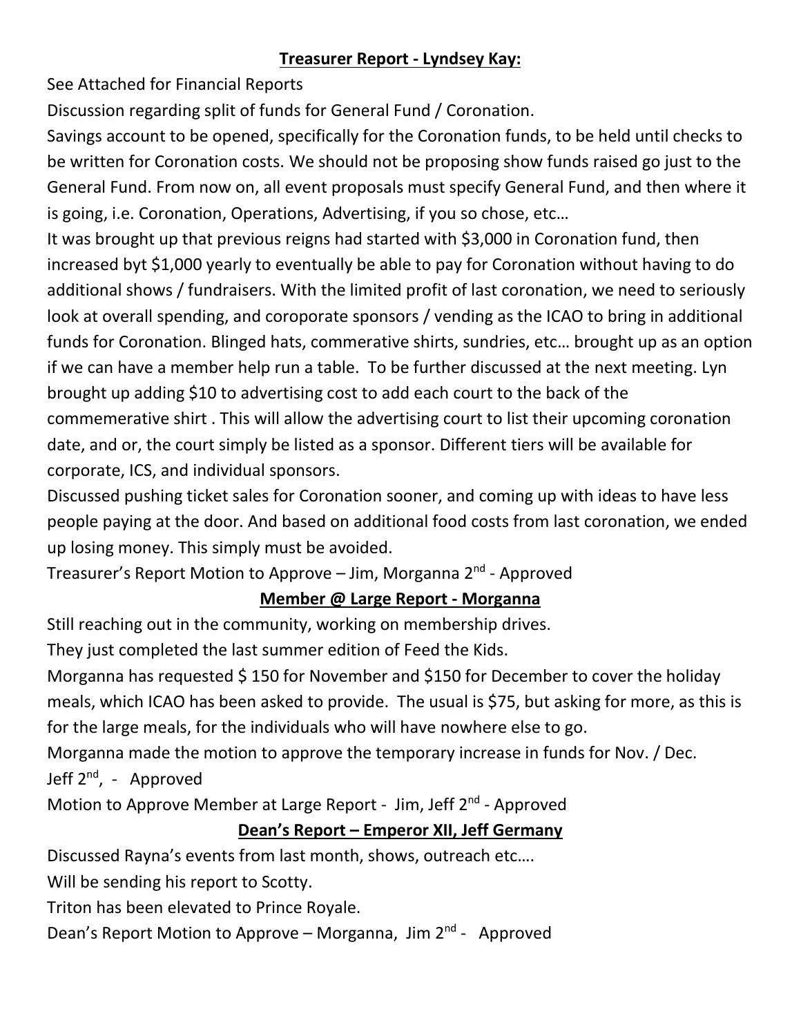**Treasurer Report - Lyndsey Kay:**

See Attached for Financial Reports

Discussion regarding split of funds for General Fund / Coronation.

Savings account to be opened, specifically for the Coronation funds, to be held until checks to be written for Coronation costs. We should not be proposing show funds raised go just to the General Fund. From now on, all event proposals must specify General Fund, and then where it is going, i.e. Coronation, Operations, Advertising, if you so chose, etc…

It was brought up that previous reigns had started with $3,000 in Coronation fund, then increased byt $1,000 yearly to eventually be able to pay for Coronation without having to do additional shows / fundraisers. With the limited profit of last coronation, we need to seriously look at overall spending, and coroporate sponsors / vending as the ICAO to bring in additional funds for Coronation. Blinged hats, commerative shirts, sundries, etc… brought up as an option if we can have a member help run a table. To be further discussed at the next meeting. Lyn brought up adding $10 to advertising cost to add each court to the back of the commemerative shirt . This will allow the advertising court to list their upcoming coronation date, and or, the court simply be listed as a sponsor. Different tiers will be available for corporate, ICS, and individual sponsors.

Discussed pushing ticket sales for Coronation sooner, and coming up with ideas to have less people paying at the door. And based on additional food costs from last coronation, we ended up losing money. This simply must be avoided.

Treasurer's Report Motion to Approve – Jim, Morganna 2nd - Approved

**Member @ Large Report - Morganna**

Still reaching out in the community, working on membership drives.

They just completed the last summer edition of Feed the Kids.

Morganna has requested $ 150 for November and $150 for December to cover the holiday meals, which ICAO has been asked to provide. The usual is $75, but asking for more, as this is for the large meals, for the individuals who will have nowhere else to go.

Morganna made the motion to approve the temporary increase in funds for Nov. / Dec.

Jeff 2nd, - Approved

Motion to Approve Member at Large Report - Jim, Jeff 2nd - Approved

**Dean's Report – Emperor XII, Jeff Germany**

Discussed Rayna's events from last month, shows, outreach etc….

Will be sending his report to Scotty.

Triton has been elevated to Prince Royale.

Dean's Report Motion to Approve – Morganna, Jim 2nd - Approved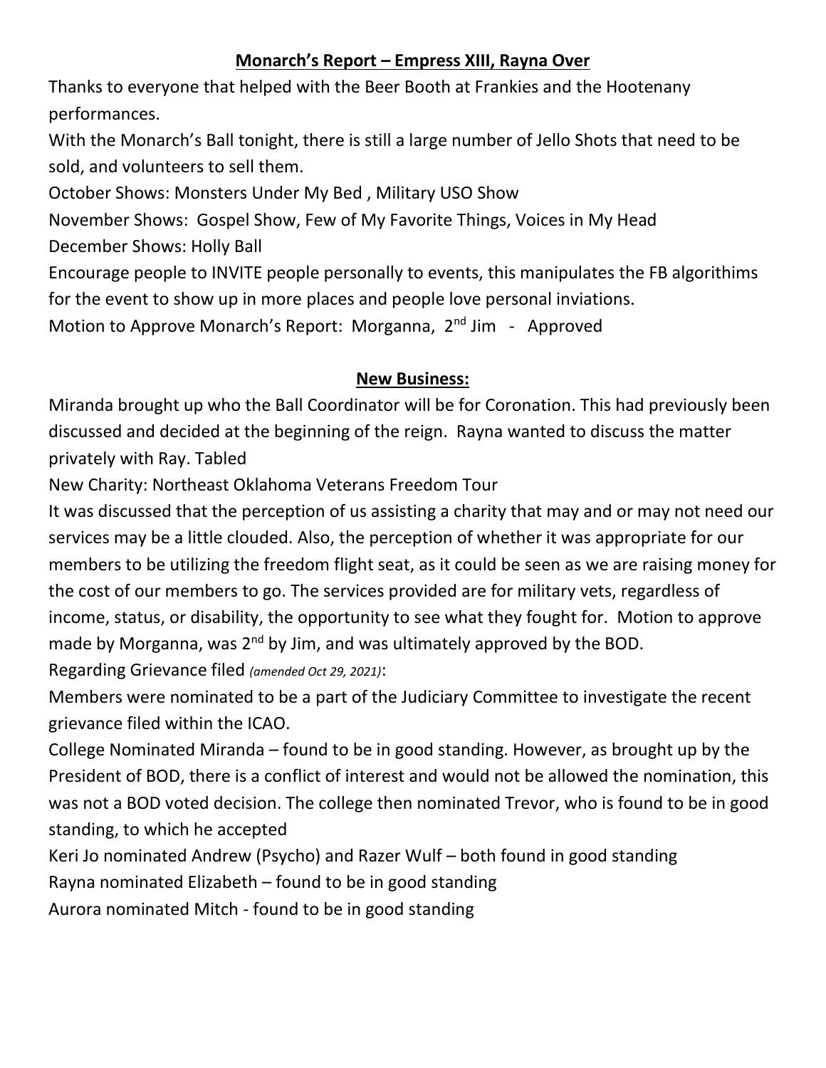## **Monarch's Report – Empress XIII, Rayna Over**

Thanks to everyone that helped with the Beer Booth at Frankies and the Hootenany performances.

With the Monarch's Ball tonight, there is still a large number of Jello Shots that need to be sold, and volunteers to sell them.

October Shows: Monsters Under My Bed , Military USO Show

November Shows: Gospel Show, Few of My Favorite Things, Voices in My Head

December Shows: Holly Ball

Encourage people to INVITE people personally to events, this manipulates the FB algorithims for the event to show up in more places and people love personal inviations.

Motion to Approve Monarch's Report: Morganna, 2nd Jim - Approved

## **New Business:**

Miranda brought up who the Ball Coordinator will be for Coronation. This had previously been discussed and decided at the beginning of the reign. Rayna wanted to discuss the matter privately with Ray. Tabled

New Charity: Northeast Oklahoma Veterans Freedom Tour

It was discussed that the perception of us assisting a charity that may and or may not need our services may be a little clouded. Also, the perception of whether it was appropriate for our members to be utilizing the freedom flight seat, as it could be seen as we are raising money for the cost of our members to go. The services provided are for military vets, regardless of income, status, or disability, the opportunity to see what they fought for. Motion to approve made by Morganna, was 2nd by Jim, and was ultimately approved by the BOD.

Regarding Grievance filed *(amended Oct 29, 2021)*:

Members were nominated to be a part of the Judiciary Committee to investigate the recent grievance filed within the ICAO.

College Nominated Miranda – found to be in good standing. However, as brought up by the President of BOD, there is a conflict of interest and would not be allowed the nomination, this was not a BOD voted decision. The college then nominated Trevor, who is found to be in good standing, to which he accepted

Keri Jo nominated Andrew (Psycho) and Razer Wulf – both found in good standing

Rayna nominated Elizabeth – found to be in good standing

Aurora nominated Mitch - found to be in good standing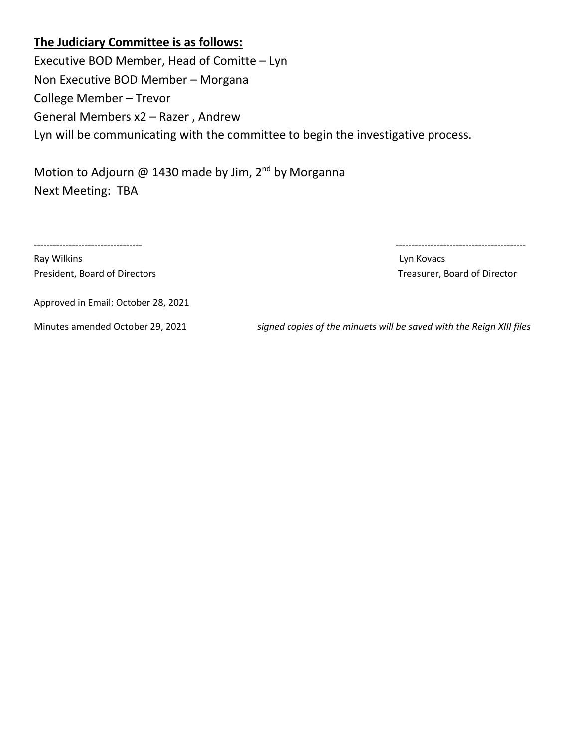**<u>The Judiciary Committee is as follows:</u>**

Executive BOD Member, Head of Comitte – Lyn
Non Executive BOD Member – Morgana
College Member – Trevor
General Members x2 – Razer , Andrew
Lyn will be communicating with the committee to begin the investigative process.

Motion to Adjourn @ 1430 made by Jim, 2nd by Morganna
Next Meeting: TBA

| --------------------------------- | ---------------------------------------- |
|---|---|
| Ray Wilkins | Lyn Kovacs |
| President, Board of Directors | Treasurer, Board of Director |

Approved in Email: October 28, 2021

Minutes amended October 29, 2021 *signed copies of the minuets will be saved with the Reign XIII files*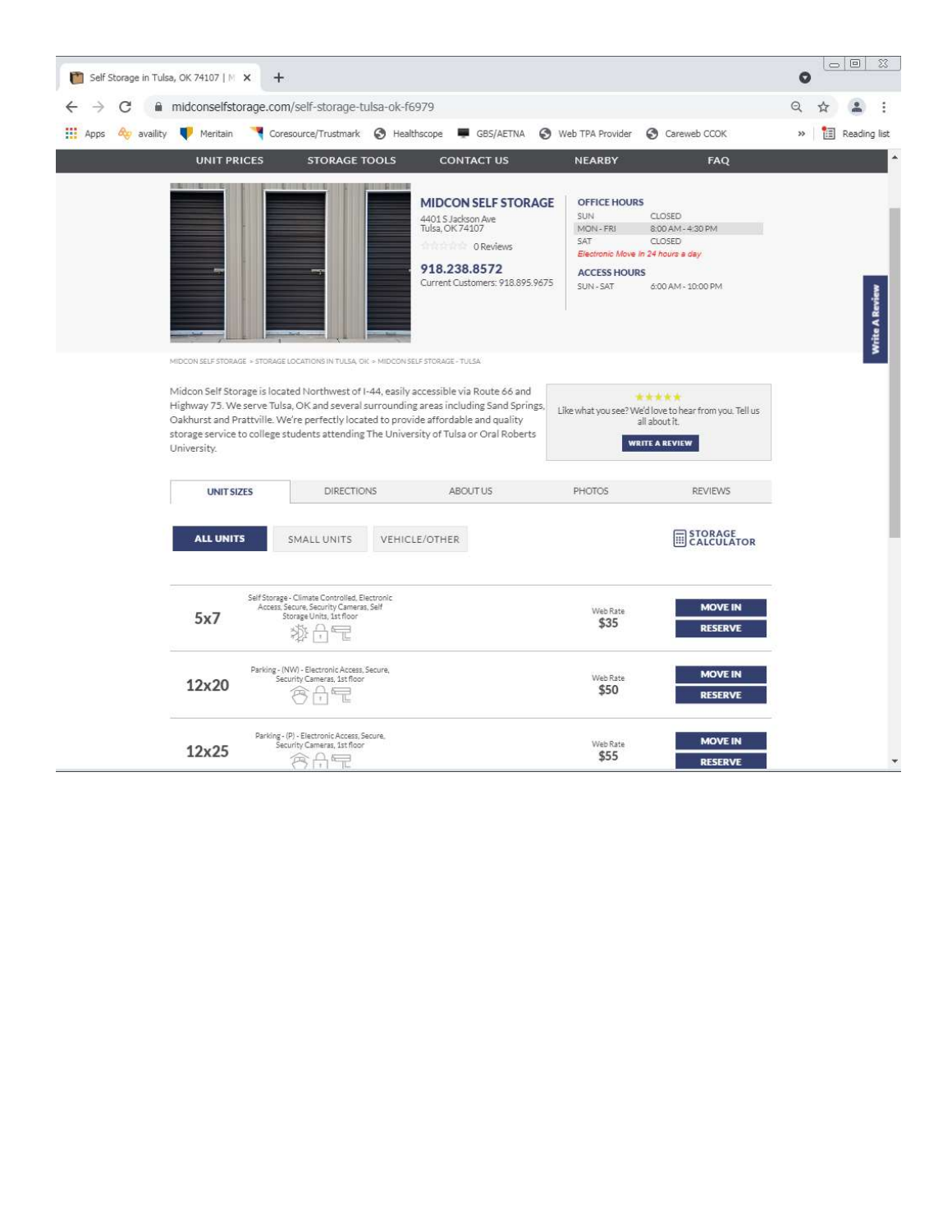Self Storage in Tulsa, OK 74107 | M

midconselfstorage.com/self-storage-tulsa-ok-f6979

Apps | availity | Meritain | Coresource/Trustmark | Healthscope | GBS/AETNA | Web TPA Provider | Careweb CCOK | Reading list

UNIT PRICES | STORAGE TOOLS | CONTACT US | NEARBY | FAQ

## MIDCON SELF STORAGE

4401 S Jackson Ave
Tulsa, OK 74107

0 Reviews

**918.238.8572**
Current Customers: 918.895.9675

**OFFICE HOURS**

| | |
|---|---|
| SUN | CLOSED |
| MON - FRI | 8:00 AM - 4:30 PM |
| SAT | CLOSED |

*Electronic Move in 24 hours a day*

**ACCESS HOURS**

| | |
|---|---|
| SUN - SAT | 6:00 AM - 10:00 PM |

Write A Review

MIDCON SELF STORAGE > STORAGE LOCATIONS IN TULSA, OK > MIDCON SELF STORAGE - TULSA

Midcon Self Storage is located Northwest of I-44, easily accessible via Route 66 and Highway 75. We serve Tulsa, OK and several surrounding areas including Sand Springs, Oakhurst and Prattville. We're perfectly located to provide affordable and quality storage service to college students attending The University of Tulsa or Oral Roberts University.

★★★★★
Like what you see? We'd love to hear from you. Tell us all about it.

WRITE A REVIEW

UNIT SIZES | DIRECTIONS | ABOUT US | PHOTOS | REVIEWS

ALL UNITS | SMALL UNITS | VEHICLE/OTHER | STORAGE CALCULATOR

| Size | Description | Web Rate | |
|---|---|---|---|
| 5x7 | Self Storage - Climate Controlled, Electronic Access, Secure, Security Cameras, Self Storage Units, 1st floor | $35 | MOVE IN / RESERVE |
| 12x20 | Parking - (NW) - Electronic Access, Secure, Security Cameras, 1st floor | $50 | MOVE IN / RESERVE |
| 12x25 | Parking - (P) - Electronic Access, Secure, Security Cameras, 1st floor | $55 | MOVE IN / RESERVE |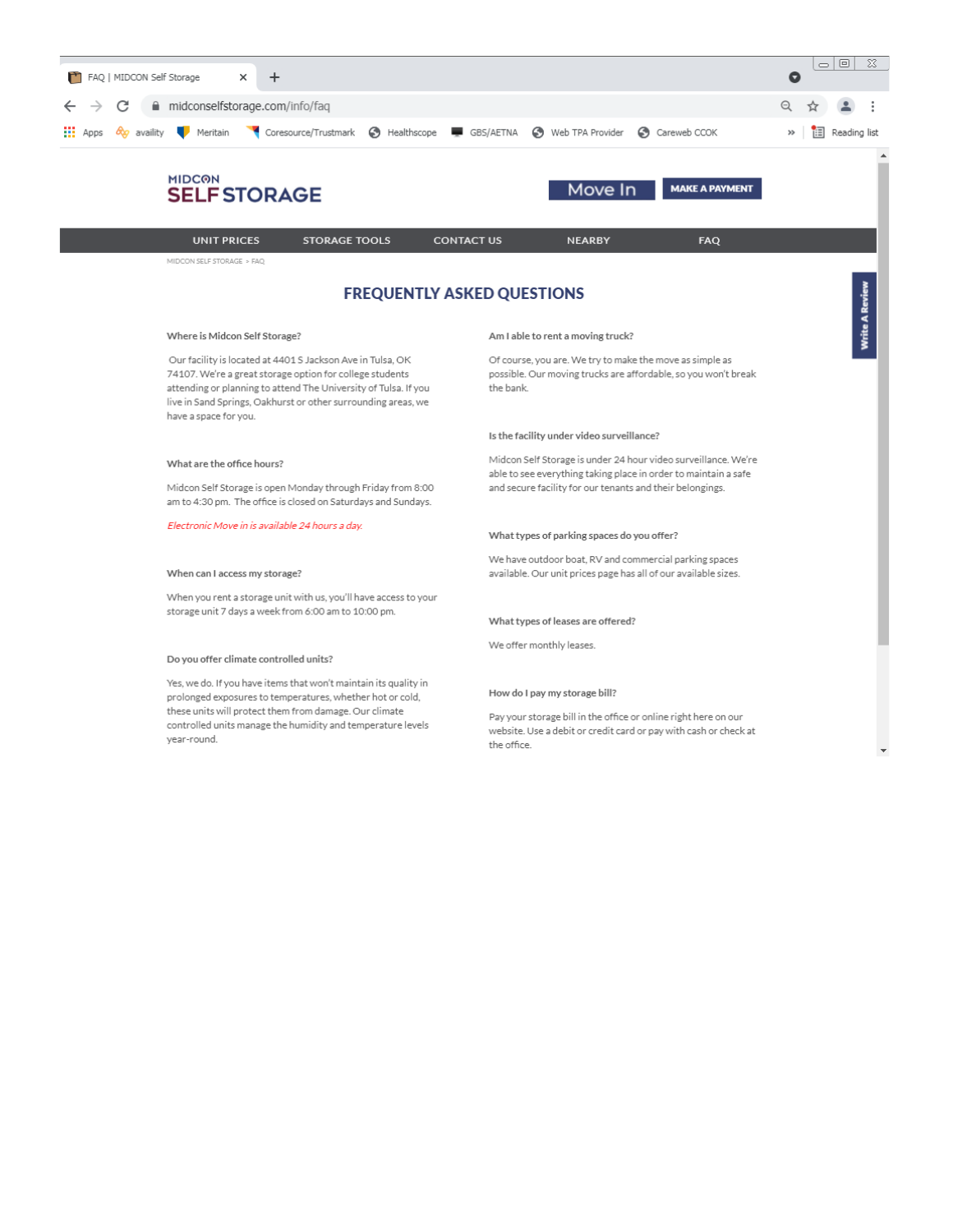MIDCON SELF STORAGE

Move In | MAKE A PAYMENT

UNIT PRICES | STORAGE TOOLS | CONTACT US | NEARBY | FAQ

MIDCON SELF STORAGE > FAQ

# FREQUENTLY ASKED QUESTIONS

**Where is Midcon Self Storage?**

Our facility is located at 4401 S Jackson Ave in Tulsa, OK 74107. We're a great storage option for college students attending or planning to attend The University of Tulsa. If you live in Sand Springs, Oakhurst or other surrounding areas, we have a space for you.

**What are the office hours?**

Midcon Self Storage is open Monday through Friday from 8:00 am to 4:30 pm. The office is closed on Saturdays and Sundays.

*Electronic Move in is available 24 hours a day.*

**When can I access my storage?**

When you rent a storage unit with us, you'll have access to your storage unit 7 days a week from 6:00 am to 10:00 pm.

**Do you offer climate controlled units?**

Yes, we do. If you have items that won't maintain its quality in prolonged exposures to temperatures, whether hot or cold, these units will protect them from damage. Our climate controlled units manage the humidity and temperature levels year-round.

**Am I able to rent a moving truck?**

Of course, you are. We try to make the move as simple as possible. Our moving trucks are affordable, so you won't break the bank.

**Is the facility under video surveillance?**

Midcon Self Storage is under 24 hour video surveillance. We're able to see everything taking place in order to maintain a safe and secure facility for our tenants and their belongings.

**What types of parking spaces do you offer?**

We have outdoor boat, RV and commercial parking spaces available. Our unit prices page has all of our available sizes.

**What types of leases are offered?**

We offer monthly leases.

**How do I pay my storage bill?**

Pay your storage bill in the office or online right here on our website. Use a debit or credit card or pay with cash or check at the office.

Write A Review